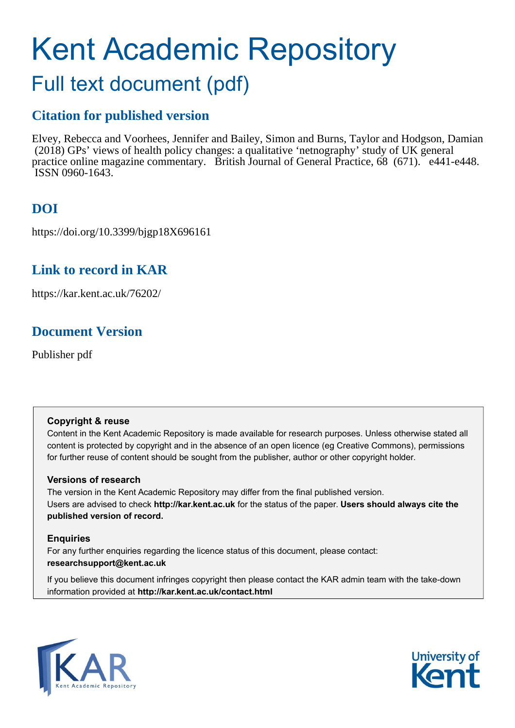# Kent Academic Repository

## Full text document (pdf)

### Citation for published version

Elvey, Rebecca and Voorhees, Jennifer and Bailey, Simon and Burns, Taylor and Hodgson, Damian (2018) GPs' views of health policy changes: a qualitative 'netnography' study of UK general practice online magazine commentary. British Journal of General Practice, 68 (671). e441-e448. ISSN 0960-1643.

### DOI

https://doi.org/10.3399/bjgp18X696161

### Link to record in KAR

https://kar.kent.ac.uk/76202/

### Document Version

Publisher pdf

**Copyright & reuse**

Content in the Kent Academic Repository is made available for research purposes. Unless otherwise stated all content is protected by copyright and in the absence of an open licence (eg Creative Commons), permissions for further reuse of content should be sought from the publisher, author or other copyright holder.

**Versions of research**

The version in the Kent Academic Repository may differ from the final published version. Users are advised to check **http://kar.kent.ac.uk** for the status of the paper. **Users should always cite the published version of record.**

**Enquiries**

For any further enquiries regarding the licence status of this document, please contact: **researchsupport@kent.ac.uk**

If you believe this document infringes copyright then please contact the KAR admin team with the take-down information provided at **http://kar.kent.ac.uk/contact.html**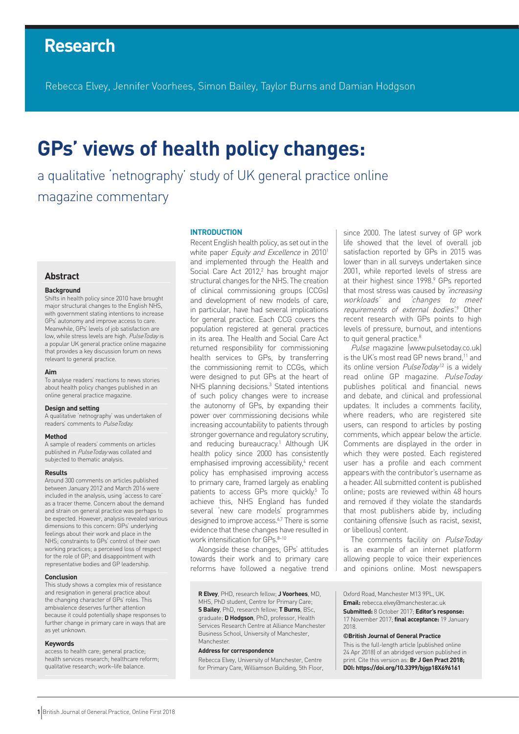# Research

Rebecca Elvey, Jennifer Voorhees, Simon Bailey, Taylor Burns and Damian Hodgson

# GPs' views of health policy changes:

## a qualitative 'netnography' study of UK general practice online magazine commentary

## Abstract

### Background

Shifts in health policy since 2010 have brought major structural changes to the English NHS, with government stating intentions to increase GPs' autonomy and improve access to care. Meanwhile, GPs' levels of job satisfaction are low, while stress levels are high. *PulseToday* is a popular UK general practice online magazine that provides a key discussion forum on news relevant to general practice.

### Aim

To analyse readers' reactions to news stories about health policy changes published in an online general practice magazine.

### Design and setting

A qualitative 'netnography' was undertaken of readers' comments to *PulseToday*.

### Method

A sample of readers' comments on articles published in *PulseToday* was collated and subjected to thematic analysis.

### Results

Around 300 comments on articles published between January 2012 and March 2016 were included in the analysis, using 'access to care' as a tracer theme. Concern about the demand and strain on general practice was perhaps to be expected. However, analysis revealed various dimensions to this concern: GPs' underlying feelings about their work and place in the NHS; constraints to GPs' control of their own working practices; a perceived loss of respect for the role of GP; and disappointment with representative bodies and GP leadership.

### Conclusion

This study shows a complex mix of resistance and resignation in general practice about the changing character of GPs' roles. This ambivalence deserves further attention because it could potentially shape responses to further change in primary care in ways that are as yet unknown.

### Keywords

access to health care; general practice; health services research; healthcare reform; qualitative research; work–life balance.

## INTRODUCTION

Recent English health policy, as set out in the white paper *Equity and Excellence* in 2010[1] and implemented through the Health and Social Care Act 2012,[2] has brought major structural changes for the NHS. The creation of clinical commissioning groups (CCGs) and development of new models of care, in particular, have had several implications for general practice. Each CCG covers the population registered at general practices in its area. The Health and Social Care Act returned responsibility for commissioning health services to GPs, by transferring the commissioning remit to CCGs, which were designed to put GPs at the heart of NHS planning decisions.[3] Stated intentions of such policy changes were to increase the autonomy of GPs, by expanding their power over commissioning decisions while increasing accountability to patients through stronger governance and regulatory scrutiny, and reducing bureaucracy.[1] Although UK health policy since 2000 has consistently emphasised improving accessibility,[4] recent policy has emphasised improving access to primary care, framed largely as enabling patients to access GPs more quickly.[5] To achieve this, NHS England has funded several 'new care models' programmes designed to improve access.[6,7] There is some evidence that these changes have resulted in work intensification for GPs.[8–10]

Alongside these changes, GPs' attitudes towards their work and to primary care reforms have followed a negative trend since 2000. The latest survey of GP work life showed that the level of overall job satisfaction reported by GPs in 2015 was lower than in all surveys undertaken since 2001, while reported levels of stress are at their highest since 1998.[9] GPs reported that most stress was caused by *'increasing workloads'* and *'changes to meet requirements of external bodies'*.[9] Other recent research with GPs points to high levels of pressure, burnout, and intentions to quit general practice.[8]

*Pulse* magazine (www.pulsetoday.co.uk) is the UK's most read GP news brand,[11] and its online version *PulseToday*[12] is a widely read online GP magazine. *PulseToday* publishes political and financial news and debate, and clinical and professional updates. It includes a comments facility, where readers, who are registered site users, can respond to articles by posting comments, which appear below the article. Comments are displayed in the order in which they were posted. Each registered user has a profile and each comment appears with the contributor's username as a header. All submitted content is published online; posts are reviewed within 48 hours and removed if they violate the standards that most publishers abide by, including containing offensive (such as racist, sexist, or libellous) content.

The comments facility on *PulseToday* is an example of an internet platform allowing people to voice their experiences and opinions online. Most newspapers

**R Elvey**, PhD, research fellow; **J Voorhees**, MD, MHS, PhD student, Centre for Primary Care; **S Bailey**, PhD, research fellow; **T Burns**, BSc, graduate; **D Hodgson**, PhD, professor, Health Services Research Centre at Alliance Manchester Business School, University of Manchester, Manchester.

**Address for correspondence**

Rebecca Elvey, University of Manchester, Centre for Primary Care, Williamson Building, 5th Floor, Oxford Road, Manchester M13 9PL, UK.

**Email:** rebecca.elvey@manchester.ac.uk

**Submitted:** 8 October 2017; **Editor's response:** 17 November 2017; **final acceptance:** 19 January 2018.

**©British Journal of General Practice**

This is the full-length article (published online 24 Apr 2018) of an abridged version published in print. Cite this version as: **Br J Gen Pract 2018; DOI: https://doi.org/10.3399/bjgp18X696161**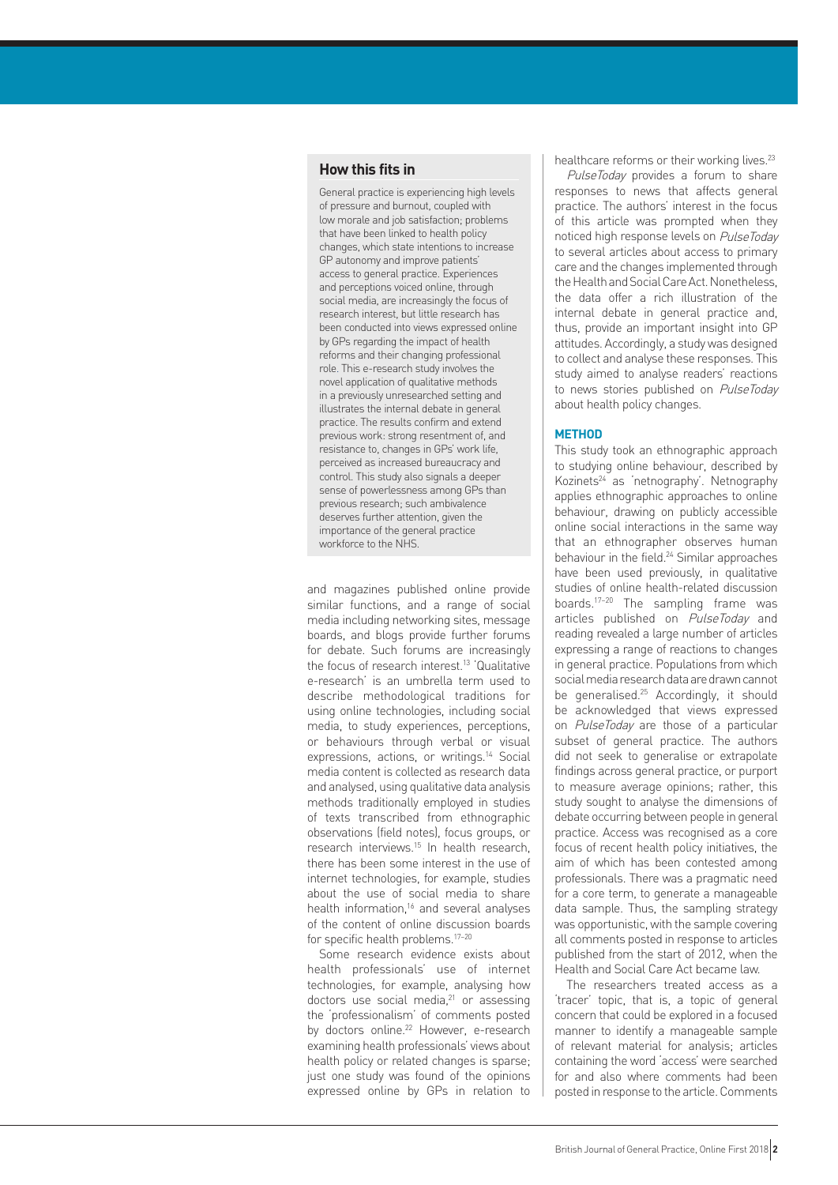## How this fits in

General practice is experiencing high levels of pressure and burnout, coupled with low morale and job satisfaction; problems that have been linked to health policy changes, which state intentions to increase GP autonomy and improve patients' access to general practice. Experiences and perceptions voiced online, through social media, are increasingly the focus of research interest, but little research has been conducted into views expressed online by GPs regarding the impact of health reforms and their changing professional role. This e-research study involves the novel application of qualitative methods in a previously unresearched setting and illustrates the internal debate in general practice. The results confirm and extend previous work: strong resentment of, and resistance to, changes in GPs' work life, perceived as increased bureaucracy and control. This study also signals a deeper sense of powerlessness among GPs than previous research; such ambivalence deserves further attention, given the importance of the general practice workforce to the NHS.

and magazines published online provide similar functions, and a range of social media including networking sites, message boards, and blogs provide further forums for debate. Such forums are increasingly the focus of research interest.[13] 'Qualitative e-research' is an umbrella term used to describe methodological traditions for using online technologies, including social media, to study experiences, perceptions, or behaviours through verbal or visual expressions, actions, or writings.[14] Social media content is collected as research data and analysed, using qualitative data analysis methods traditionally employed in studies of texts transcribed from ethnographic observations (field notes), focus groups, or research interviews.[15] In health research, there has been some interest in the use of internet technologies, for example, studies about the use of social media to share health information,[16] and several analyses of the content of online discussion boards for specific health problems.[17–20]

Some research evidence exists about health professionals' use of internet technologies, for example, analysing how doctors use social media,[21] or assessing the 'professionalism' of comments posted by doctors online.[22] However, e-research examining health professionals' views about health policy or related changes is sparse; just one study was found of the opinions expressed online by GPs in relation to healthcare reforms or their working lives.[23]

*PulseToday* provides a forum to share responses to news that affects general practice. The authors' interest in the focus of this article was prompted when they noticed high response levels on *PulseToday* to several articles about access to primary care and the changes implemented through the Health and Social Care Act. Nonetheless, the data offer a rich illustration of the internal debate in general practice and, thus, provide an important insight into GP attitudes. Accordingly, a study was designed to collect and analyse these responses. This study aimed to analyse readers' reactions to news stories published on *PulseToday* about health policy changes.

## METHOD

This study took an ethnographic approach to studying online behaviour, described by Kozinets[24] as 'netnography'. Netnography applies ethnographic approaches to online behaviour, drawing on publicly accessible online social interactions in the same way that an ethnographer observes human behaviour in the field.[24] Similar approaches have been used previously, in qualitative studies of online health-related discussion boards.[17–20] The sampling frame was articles published on *PulseToday* and reading revealed a large number of articles expressing a range of reactions to changes in general practice. Populations from which social media research data are drawn cannot be generalised.[25] Accordingly, it should be acknowledged that views expressed on *PulseToday* are those of a particular subset of general practice. The authors did not seek to generalise or extrapolate findings across general practice, or purport to measure average opinions; rather, this study sought to analyse the dimensions of debate occurring between people in general practice. Access was recognised as a core focus of recent health policy initiatives, the aim of which has been contested among professionals. There was a pragmatic need for a core term, to generate a manageable data sample. Thus, the sampling strategy was opportunistic, with the sample covering all comments posted in response to articles published from the start of 2012, when the Health and Social Care Act became law.

The researchers treated access as a 'tracer' topic, that is, a topic of general concern that could be explored in a focused manner to identify a manageable sample of relevant material for analysis; articles containing the word 'access' were searched for and also where comments had been posted in response to the article. Comments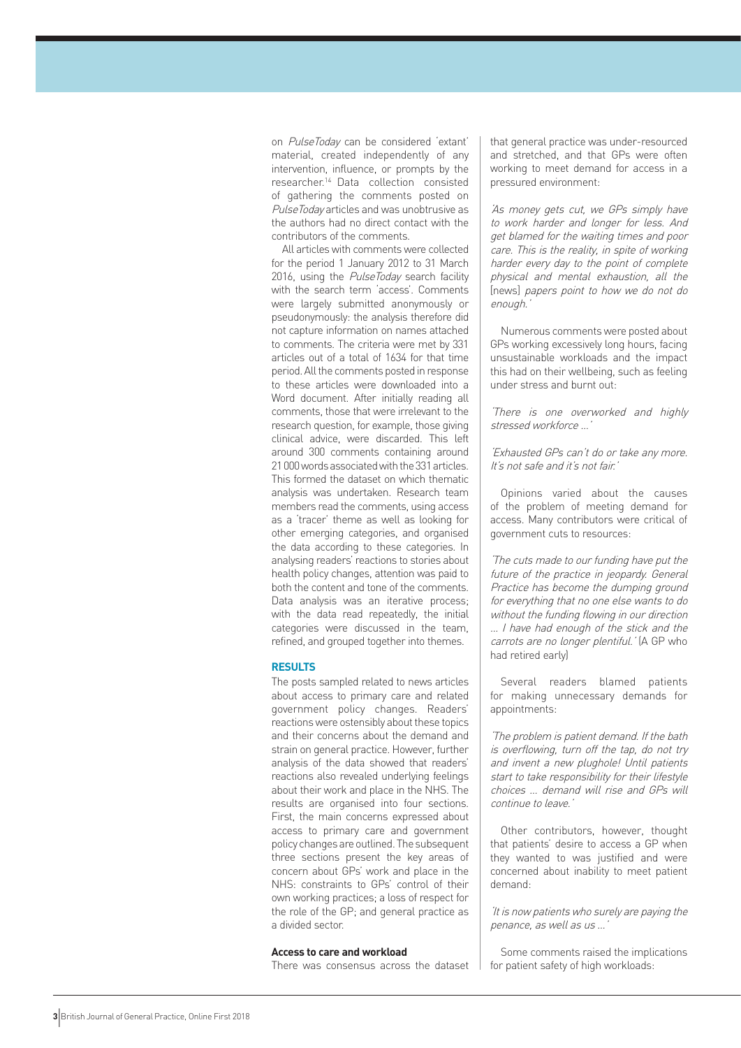on *PulseToday* can be considered 'extant' material, created independently of any intervention, influence, or prompts by the researcher.[14] Data collection consisted of gathering the comments posted on *PulseToday* articles and was unobtrusive as the authors had no direct contact with the contributors of the comments.

All articles with comments were collected for the period 1 January 2012 to 31 March 2016, using the *PulseToday* search facility with the search term 'access'. Comments were largely submitted anonymously or pseudonymously: the analysis therefore did not capture information on names attached to comments. The criteria were met by 331 articles out of a total of 1634 for that time period. All the comments posted in response to these articles were downloaded into a Word document. After initially reading all comments, those that were irrelevant to the research question, for example, those giving clinical advice, were discarded. This left around 300 comments containing around 21 000 words associated with the 331 articles. This formed the dataset on which thematic analysis was undertaken. Research team members read the comments, using access as a 'tracer' theme as well as looking for other emerging categories, and organised the data according to these categories. In analysing readers' reactions to stories about health policy changes, attention was paid to both the content and tone of the comments. Data analysis was an iterative process; with the data read repeatedly, the initial categories were discussed in the team, refined, and grouped together into themes.

## RESULTS

The posts sampled related to news articles about access to primary care and related government policy changes. Readers' reactions were ostensibly about these topics and their concerns about the demand and strain on general practice. However, further analysis of the data showed that readers' reactions also revealed underlying feelings about their work and place in the NHS. The results are organised into four sections. First, the main concerns expressed about access to primary care and government policy changes are outlined. The subsequent three sections present the key areas of concern about GPs' work and place in the NHS: constraints to GPs' control of their own working practices; a loss of respect for the role of the GP; and general practice as a divided sector.

### Access to care and workload

There was consensus across the dataset that general practice was under-resourced and stretched, and that GPs were often working to meet demand for access in a pressured environment:

*'As money gets cut, we GPs simply have to work harder and longer for less. And get blamed for the waiting times and poor care. This is the reality, in spite of working harder every day to the point of complete physical and mental exhaustion, all the* [news] *papers point to how we do not do enough.'*

Numerous comments were posted about GPs working excessively long hours, facing unsustainable workloads and the impact this had on their wellbeing, such as feeling under stress and burnt out:

*'There is one overworked and highly stressed workforce ...'*

*'Exhausted GPs can't do or take any more. It's not safe and it's not fair.'*

Opinions varied about the causes of the problem of meeting demand for access. Many contributors were critical of government cuts to resources:

*'The cuts made to our funding have put the future of the practice in jeopardy. General Practice has become the dumping ground for everything that no one else wants to do without the funding flowing in our direction ... I have had enough of the stick and the carrots are no longer plentiful.'* (A GP who had retired early)

Several readers blamed patients for making unnecessary demands for appointments:

*'The problem is patient demand. If the bath is overflowing, turn off the tap, do not try and invent a new plughole! Until patients start to take responsibility for their lifestyle choices ... demand will rise and GPs will continue to leave.'*

Other contributors, however, thought that patients' desire to access a GP when they wanted to was justified and were concerned about inability to meet patient demand:

*'It is now patients who surely are paying the penance, as well as us ...'*

Some comments raised the implications for patient safety of high workloads: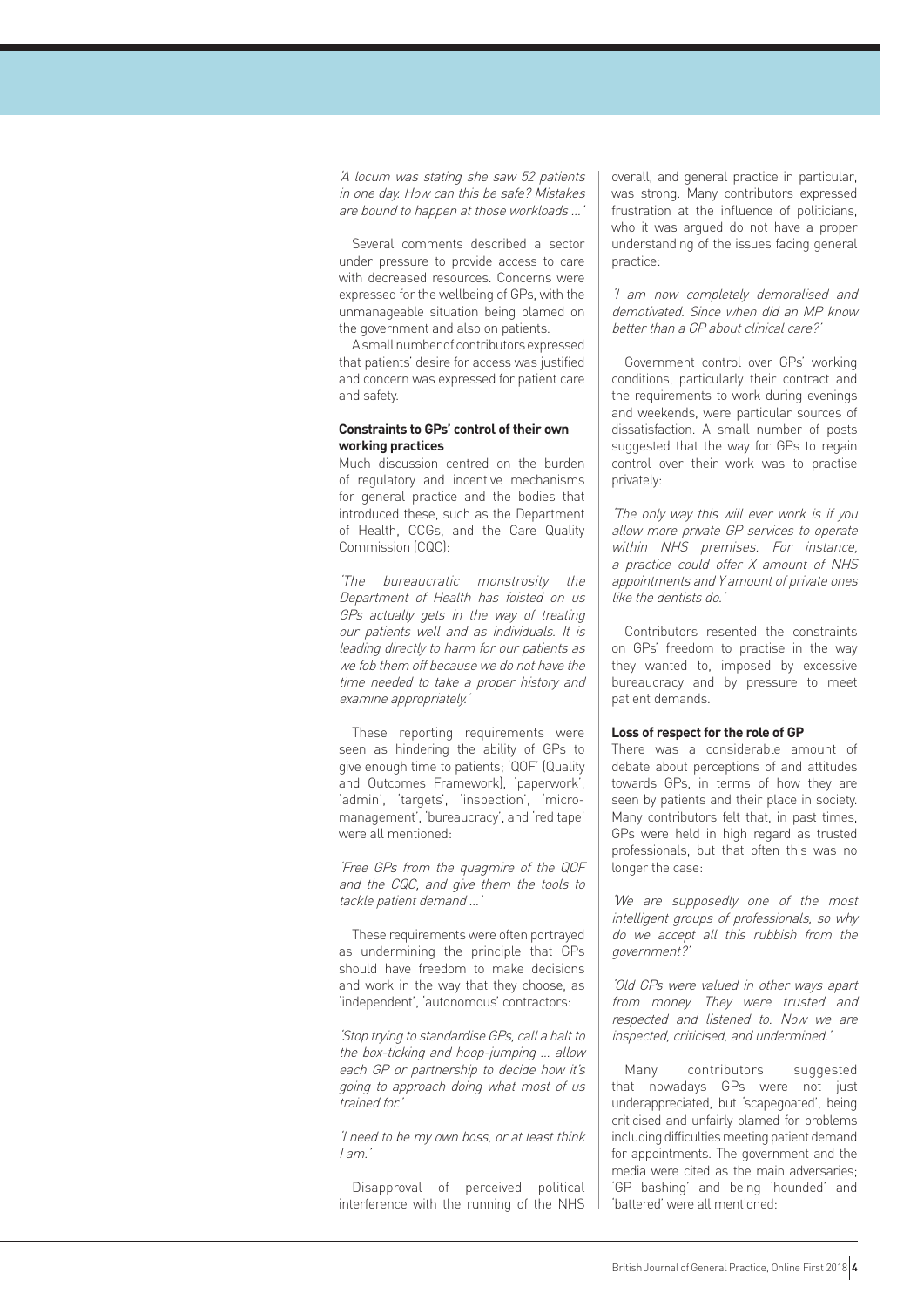*'A locum was stating she saw 52 patients in one day. How can this be safe? Mistakes are bound to happen at those workloads ...'*

Several comments described a sector under pressure to provide access to care with decreased resources. Concerns were expressed for the wellbeing of GPs, with the unmanageable situation being blamed on the government and also on patients.

A small number of contributors expressed that patients' desire for access was justified and concern was expressed for patient care and safety.

**Constraints to GPs' control of their own working practices**

Much discussion centred on the burden of regulatory and incentive mechanisms for general practice and the bodies that introduced these, such as the Department of Health, CCGs, and the Care Quality Commission (CQC):

*'The bureaucratic monstrosity the Department of Health has foisted on us GPs actually gets in the way of treating our patients well and as individuals. It is leading directly to harm for our patients as we fob them off because we do not have the time needed to take a proper history and examine appropriately.'*

These reporting requirements were seen as hindering the ability of GPs to give enough time to patients; 'QOF' (Quality and Outcomes Framework), 'paperwork', 'admin', 'targets', 'inspection', 'micro-management', 'bureaucracy', and 'red tape' were all mentioned:

*'Free GPs from the quagmire of the QOF and the CQC, and give them the tools to tackle patient demand ...'*

These requirements were often portrayed as undermining the principle that GPs should have freedom to make decisions and work in the way that they choose, as 'independent', 'autonomous' contractors:

*'Stop trying to standardise GPs, call a halt to the box-ticking and hoop-jumping ... allow each GP or partnership to decide how it's going to approach doing what most of us trained for.'*

*'I need to be my own boss, or at least think I am.'*

Disapproval of perceived political interference with the running of the NHS overall, and general practice in particular, was strong. Many contributors expressed frustration at the influence of politicians, who it was argued do not have a proper understanding of the issues facing general practice:

*'I am now completely demoralised and demotivated. Since when did an MP know better than a GP about clinical care?'*

Government control over GPs' working conditions, particularly their contract and the requirements to work during evenings and weekends, were particular sources of dissatisfaction. A small number of posts suggested that the way for GPs to regain control over their work was to practise privately:

*'The only way this will ever work is if you allow more private GP services to operate within NHS premises. For instance, a practice could offer X amount of NHS appointments and Y amount of private ones like the dentists do.'*

Contributors resented the constraints on GPs' freedom to practise in the way they wanted to, imposed by excessive bureaucracy and by pressure to meet patient demands.

**Loss of respect for the role of GP**

There was a considerable amount of debate about perceptions of and attitudes towards GPs, in terms of how they are seen by patients and their place in society. Many contributors felt that, in past times, GPs were held in high regard as trusted professionals, but that often this was no longer the case:

*'We are supposedly one of the most intelligent groups of professionals, so why do we accept all this rubbish from the government?'*

*'Old GPs were valued in other ways apart from money. They were trusted and respected and listened to. Now we are inspected, criticised, and undermined.'*

Many contributors suggested that nowadays GPs were not just underappreciated, but 'scapegoated', being criticised and unfairly blamed for problems including difficulties meeting patient demand for appointments. The government and the media were cited as the main adversaries; 'GP bashing' and being 'hounded' and 'battered' were all mentioned: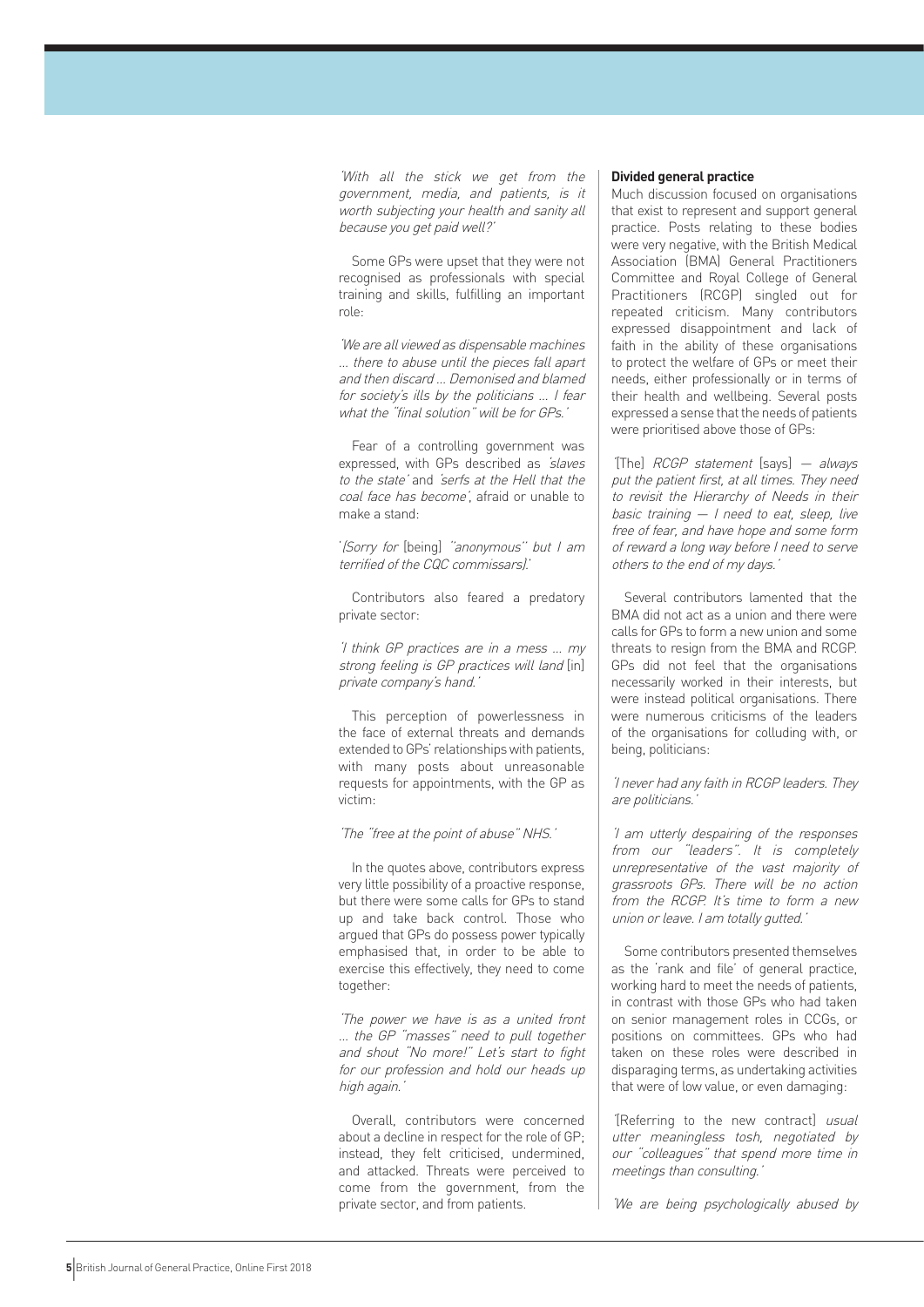*'With all the stick we get from the government, media, and patients, is it worth subjecting your health and sanity all because you get paid well?'*

Some GPs were upset that they were not recognised as professionals with special training and skills, fulfilling an important role:

*'We are all viewed as dispensable machines … there to abuse until the pieces fall apart and then discard … Demonised and blamed for society's ills by the politicians … I fear what the "final solution" will be for GPs.'*

Fear of a controlling government was expressed, with GPs described as *'slaves to the state'* and *'serfs at the Hell that the coal face has become'*, afraid or unable to make a stand:

'*(Sorry for* [being] *"anonymous" but I am terrified of the CQC commissars).*'

Contributors also feared a predatory private sector:

*'I think GP practices are in a mess … my strong feeling is GP practices will land* [in] *private company's hand.'*

This perception of powerlessness in the face of external threats and demands extended to GPs' relationships with patients, with many posts about unreasonable requests for appointments, with the GP as victim:

*'The "free at the point of abuse" NHS.'*

In the quotes above, contributors express very little possibility of a proactive response, but there were some calls for GPs to stand up and take back control. Those who argued that GPs do possess power typically emphasised that, in order to be able to exercise this effectively, they need to come together:

*'The power we have is as a united front … the GP "masses" need to pull together and shout "No more!" Let's start to fight for our profession and hold our heads up high again.'*

Overall, contributors were concerned about a decline in respect for the role of GP; instead, they felt criticised, undermined, and attacked. Threats were perceived to come from the government, from the private sector, and from patients.

**Divided general practice**

Much discussion focused on organisations that exist to represent and support general practice. Posts relating to these bodies were very negative, with the British Medical Association (BMA) General Practitioners Committee and Royal College of General Practitioners (RCGP) singled out for repeated criticism. Many contributors expressed disappointment and lack of faith in the ability of these organisations to protect the welfare of GPs or meet their needs, either professionally or in terms of their health and wellbeing. Several posts expressed a sense that the needs of patients were prioritised above those of GPs:

'[The] *RCGP statement* [says] *— always put the patient first, at all times. They need to revisit the Hierarchy of Needs in their basic training — I need to eat, sleep, live free of fear, and have hope and some form of reward a long way before I need to serve others to the end of my days.'*

Several contributors lamented that the BMA did not act as a union and there were calls for GPs to form a new union and some threats to resign from the BMA and RCGP. GPs did not feel that the organisations necessarily worked in their interests, but were instead political organisations. There were numerous criticisms of the leaders of the organisations for colluding with, or being, politicians:

*'I never had any faith in RCGP leaders. They are politicians.'*

*'I am utterly despairing of the responses from our "leaders". It is completely unrepresentative of the vast majority of grassroots GPs. There will be no action from the RCGP. It's time to form a new union or leave. I am totally gutted.'*

Some contributors presented themselves as the 'rank and file' of general practice, working hard to meet the needs of patients, in contrast with those GPs who had taken on senior management roles in CCGs, or positions on committees. GPs who had taken on these roles were described in disparaging terms, as undertaking activities that were of low value, or even damaging:

'[Referring to the new contract] *usual utter meaningless tosh, negotiated by our "colleagues" that spend more time in meetings than consulting.'*

*'We are being psychologically abused by*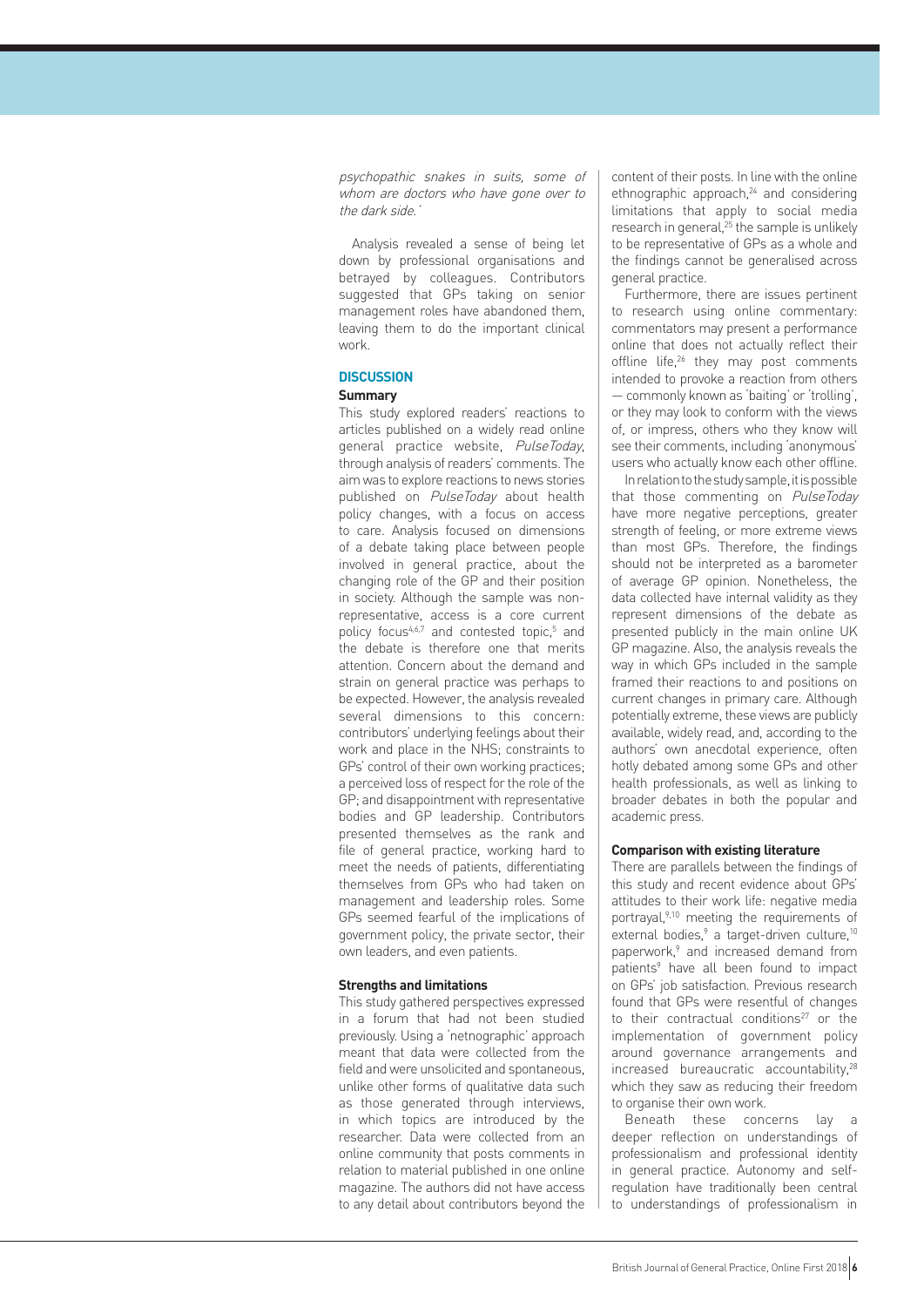*psychopathic snakes in suits, some of whom are doctors who have gone over to the dark side.'*

Analysis revealed a sense of being let down by professional organisations and betrayed by colleagues. Contributors suggested that GPs taking on senior management roles have abandoned them, leaving them to do the important clinical work.

## DISCUSSION

### Summary

This study explored readers' reactions to articles published on a widely read online general practice website, *PulseToday*, through analysis of readers' comments. The aim was to explore reactions to news stories published on *PulseToday* about health policy changes, with a focus on access to care. Analysis focused on dimensions of a debate taking place between people involved in general practice, about the changing role of the GP and their position in society. Although the sample was non-representative, access is a core current policy focus[4,6,7] and contested topic,[5] and the debate is therefore one that merits attention. Concern about the demand and strain on general practice was perhaps to be expected. However, the analysis revealed several dimensions to this concern: contributors' underlying feelings about their work and place in the NHS; constraints to GPs' control of their own working practices; a perceived loss of respect for the role of the GP; and disappointment with representative bodies and GP leadership. Contributors presented themselves as the rank and file of general practice, working hard to meet the needs of patients, differentiating themselves from GPs who had taken on management and leadership roles. Some GPs seemed fearful of the implications of government policy, the private sector, their own leaders, and even patients.

### Strengths and limitations

This study gathered perspectives expressed in a forum that had not been studied previously. Using a 'netnographic' approach meant that data were collected from the field and were unsolicited and spontaneous, unlike other forms of qualitative data such as those generated through interviews, in which topics are introduced by the researcher. Data were collected from an online community that posts comments in relation to material published in one online magazine. The authors did not have access to any detail about contributors beyond the content of their posts. In line with the online ethnographic approach,[24] and considering limitations that apply to social media research in general,[25] the sample is unlikely to be representative of GPs as a whole and the findings cannot be generalised across general practice.

Furthermore, there are issues pertinent to research using online commentary: commentators may present a performance online that does not actually reflect their offline life,[26] they may post comments intended to provoke a reaction from others — commonly known as 'baiting' or 'trolling', or they may look to conform with the views of, or impress, others who they know will see their comments, including 'anonymous' users who actually know each other offline.

In relation to the study sample, it is possible that those commenting on *PulseToday* have more negative perceptions, greater strength of feeling, or more extreme views than most GPs. Therefore, the findings should not be interpreted as a barometer of average GP opinion. Nonetheless, the data collected have internal validity as they represent dimensions of the debate as presented publicly in the main online UK GP magazine. Also, the analysis reveals the way in which GPs included in the sample framed their reactions to and positions on current changes in primary care. Although potentially extreme, these views are publicly available, widely read, and, according to the authors' own anecdotal experience, often hotly debated among some GPs and other health professionals, as well as linking to broader debates in both the popular and academic press.

### Comparison with existing literature

There are parallels between the findings of this study and recent evidence about GPs' attitudes to their work life: negative media portrayal,[9,10] meeting the requirements of external bodies,[9] a target-driven culture,[10] paperwork,[9] and increased demand from patients[9] have all been found to impact on GPs' job satisfaction. Previous research found that GPs were resentful of changes to their contractual conditions[27] or the implementation of government policy around governance arrangements and increased bureaucratic accountability,[28] which they saw as reducing their freedom to organise their own work.

Beneath these concerns lay a deeper reflection on understandings of professionalism and professional identity in general practice. Autonomy and self-regulation have traditionally been central to understandings of professionalism in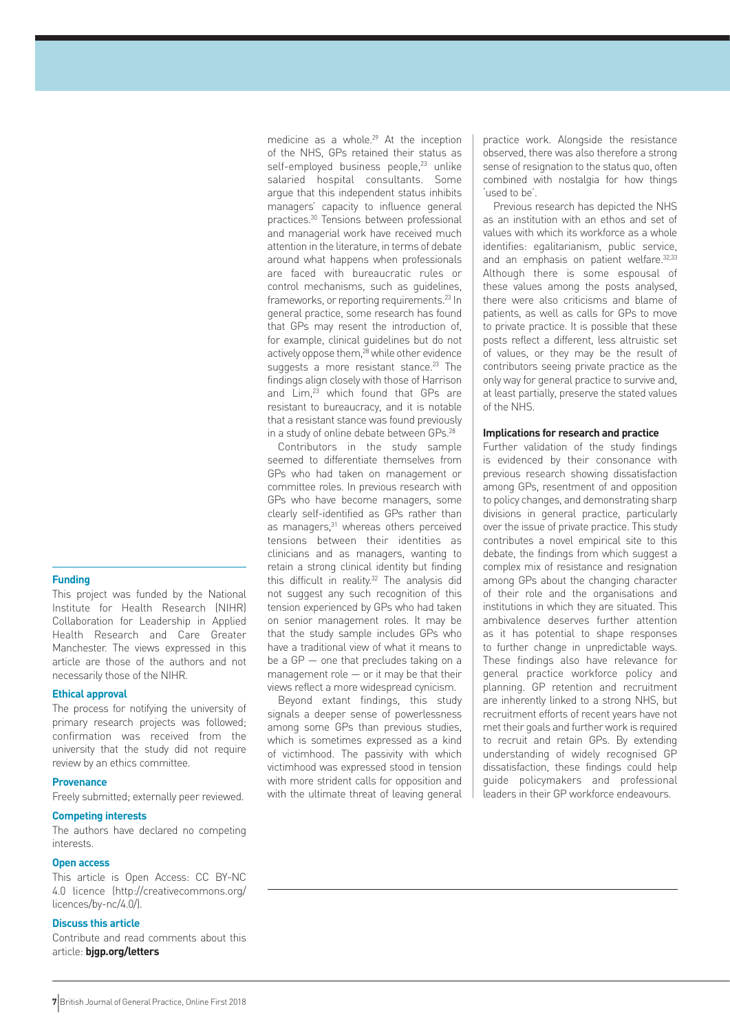medicine as a whole.[29] At the inception of the NHS, GPs retained their status as self-employed business people,[23] unlike salaried hospital consultants. Some argue that this independent status inhibits managers' capacity to influence general practices.[30] Tensions between professional and managerial work have received much attention in the literature, in terms of debate around what happens when professionals are faced with bureaucratic rules or control mechanisms, such as guidelines, frameworks, or reporting requirements.[23] In general practice, some research has found that GPs may resent the introduction of, for example, clinical guidelines but do not actively oppose them,[28] while other evidence suggests a more resistant stance.[23] The findings align closely with those of Harrison and Lim,[23] which found that GPs are resistant to bureaucracy, and it is notable that a resistant stance was found previously in a study of online debate between GPs.[28]

Contributors in the study sample seemed to differentiate themselves from GPs who had taken on management or committee roles. In previous research with GPs who have become managers, some clearly self-identified as GPs rather than as managers,[31] whereas others perceived tensions between their identities as clinicians and as managers, wanting to retain a strong clinical identity but finding this difficult in reality.[32] The analysis did not suggest any such recognition of this tension experienced by GPs who had taken on senior management roles. It may be that the study sample includes GPs who have a traditional view of what it means to be a GP — one that precludes taking on a management role — or it may be that their views reflect a more widespread cynicism.

Beyond extant findings, this study signals a deeper sense of powerlessness among some GPs than previous studies, which is sometimes expressed as a kind of victimhood. The passivity with which victimhood was expressed stood in tension with more strident calls for opposition and with the ultimate threat of leaving general practice work. Alongside the resistance observed, there was also therefore a strong sense of resignation to the status quo, often combined with nostalgia for how things 'used to be'.

Previous research has depicted the NHS as an institution with an ethos and set of values with which its workforce as a whole identifies: egalitarianism, public service, and an emphasis on patient welfare.[32,33] Although there is some espousal of these values among the posts analysed, there were also criticisms and blame of patients, as well as calls for GPs to move to private practice. It is possible that these posts reflect a different, less altruistic set of values, or they may be the result of contributors seeing private practice as the only way for general practice to survive and, at least partially, preserve the stated values of the NHS.

### Implications for research and practice

Further validation of the study findings is evidenced by their consonance with previous research showing dissatisfaction among GPs, resentment of and opposition to policy changes, and demonstrating sharp divisions in general practice, particularly over the issue of private practice. This study contributes a novel empirical site to this debate, the findings from which suggest a complex mix of resistance and resignation among GPs about the changing character of their role and the organisations and institutions in which they are situated. This ambivalence deserves further attention as it has potential to shape responses to further change in unpredictable ways. These findings also have relevance for general practice workforce policy and planning. GP retention and recruitment are inherently linked to a strong NHS, but recruitment efforts of recent years have not met their goals and further work is required to recruit and retain GPs. By extending understanding of widely recognised GP dissatisfaction, these findings could help guide policymakers and professional leaders in their GP workforce endeavours.

#### Funding

This project was funded by the National Institute for Health Research (NIHR) Collaboration for Leadership in Applied Health Research and Care Greater Manchester. The views expressed in this article are those of the authors and not necessarily those of the NIHR.

#### Ethical approval

The process for notifying the university of primary research projects was followed; confirmation was received from the university that the study did not require review by an ethics committee.

#### Provenance

Freely submitted; externally peer reviewed.

#### Competing interests

The authors have declared no competing interests.

#### Open access

This article is Open Access: CC BY-NC 4.0 licence (http://creativecommons.org/licences/by-nc/4.0/).

#### Discuss this article

Contribute and read comments about this article: **bjgp.org/letters**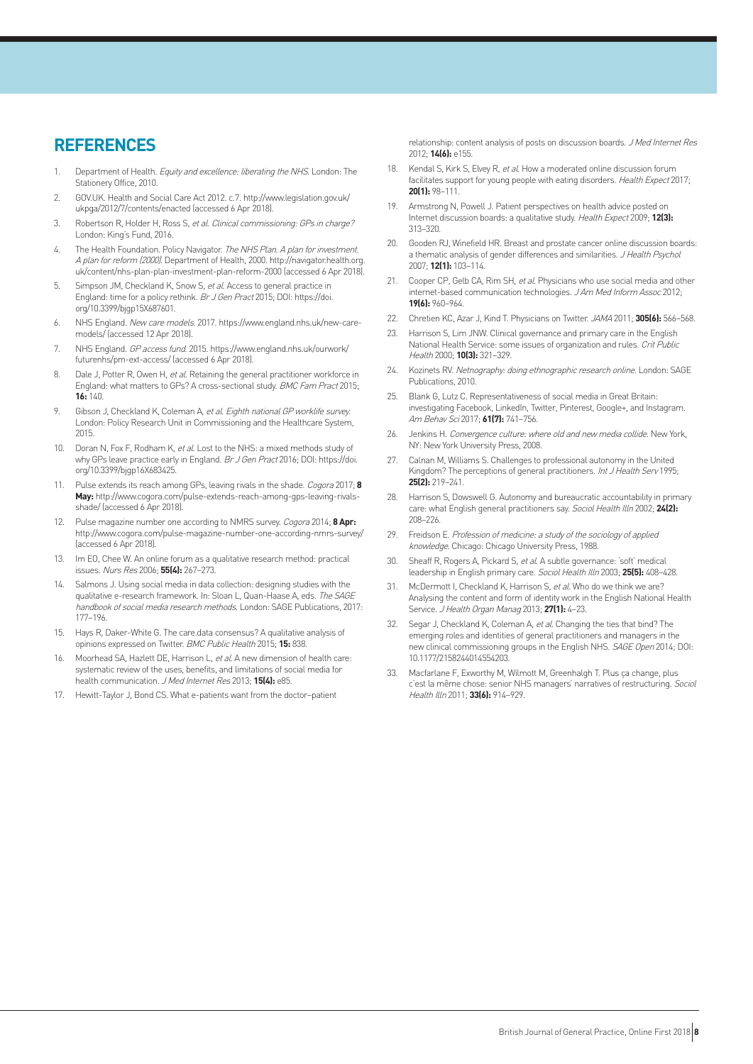## REFERENCES

1. Department of Health. *Equity and excellence: liberating the NHS*. London: The Stationery Office, 2010.
2. GOV.UK. Health and Social Care Act 2012. c.7. http://www.legislation.gov.uk/ukpga/2012/7/contents/enacted (accessed 6 Apr 2018).
3. Robertson R, Holder H, Ross S, *et al*. *Clinical commissioning: GPs in charge?* London: King's Fund, 2016.
4. The Health Foundation. Policy Navigator. *The NHS Plan. A plan for investment. A plan for reform (2000)*. Department of Health, 2000. http://navigator.health.org.uk/content/nhs-plan-plan-investment-plan-reform-2000 (accessed 6 Apr 2018).
5. Simpson JM, Checkland K, Snow S, *et al*. Access to general practice in England: time for a policy rethink. *Br J Gen Pract* 2015; DOI: https://doi.org/10.3399/bjgp15X687601.
6. NHS England. *New care models*. 2017. https://www.england.nhs.uk/new-care-models/ (accessed 12 Apr 2018).
7. NHS England. *GP access fund*. 2015. https://www.england.nhs.uk/ourwork/futurenhs/pm-ext-access/ (accessed 6 Apr 2018).
8. Dale J, Potter R, Owen H, *et al*. Retaining the general practitioner workforce in England: what matters to GPs? A cross-sectional study. *BMC Fam Pract* 2015; **16:** 140.
9. Gibson J, Checkland K, Coleman A, *et al*. *Eighth national GP worklife survey*. London: Policy Research Unit in Commissioning and the Healthcare System, 2015.
10. Doran N, Fox F, Rodham K, *et al*. Lost to the NHS: a mixed methods study of why GPs leave practice early in England. *Br J Gen Pract* 2016; DOI: https://doi.org/10.3399/bjgp16X683425.
11. Pulse extends its reach among GPs, leaving rivals in the shade. *Cogora* 2017; **8 May:** http://www.cogora.com/pulse-extends-reach-among-gps-leaving-rivals-shade/ (accessed 6 Apr 2018).
12. Pulse magazine number one according to NMRS survey. *Cogora* 2014; **8 Apr:** http://www.cogora.com/pulse-magazine-number-one-according-nmrs-survey/ (accessed 6 Apr 2018).
13. Im EO, Chee W. An online forum as a qualitative research method: practical issues. *Nurs Res* 2006; **55(4):** 267–273.
14. Salmons J. Using social media in data collection: designing studies with the qualitative e-research framework. In: Sloan L, Quan-Haase A, eds. *The SAGE handbook of social media research methods*. London: SAGE Publications, 2017: 177–196.
15. Hays R, Daker-White G. The care.data consensus? A qualitative analysis of opinions expressed on Twitter. *BMC Public Health* 2015; **15:** 838.
16. Moorhead SA, Hazlett DE, Harrison L, *et al*. A new dimension of health care: systematic review of the uses, benefits, and limitations of social media for health communication. *J Med Internet Res* 2013; **15(4):** e85.
17. Hewitt-Taylor J, Bond CS. What e-patients want from the doctor–patient relationship: content analysis of posts on discussion boards. *J Med Internet Res* 2012; **14(6):** e155.
18. Kendal S, Kirk S, Elvey R, *et al*. How a moderated online discussion forum facilitates support for young people with eating disorders. *Health Expect* 2017; **20(1):** 98–111.
19. Armstrong N, Powell J. Patient perspectives on health advice posted on Internet discussion boards: a qualitative study. *Health Expect* 2009; **12(3):** 313–320.
20. Gooden RJ, Winefield HR. Breast and prostate cancer online discussion boards: a thematic analysis of gender differences and similarities. *J Health Psychol* 2007; **12(1):** 103–114.
21. Cooper CP, Gelb CA, Rim SH, *et al*. Physicians who use social media and other internet-based communication technologies. *J Am Med Inform Assoc* 2012; **19(6):** 960–964.
22. Chretien KC, Azar J, Kind T. Physicians on Twitter. *JAMA* 2011; **305(6):** 566–568.
23. Harrison S, Lim JNW. Clinical governance and primary care in the English National Health Service: some issues of organization and rules. *Crit Public Health* 2000; **10(3):** 321–329.
24. Kozinets RV. *Netnography: doing ethnographic research online*. London: SAGE Publications, 2010.
25. Blank G, Lutz C. Representativeness of social media in Great Britain: investigating Facebook, LinkedIn, Twitter, Pinterest, Google+, and Instagram. *Am Behav Sci* 2017; **61(7):** 741–756.
26. Jenkins H. *Convergence culture: where old and new media collide*. New York, NY: New York University Press, 2008.
27. Calnan M, Williams S. Challenges to professional autonomy in the United Kingdom? The perceptions of general practitioners. *Int J Health Serv* 1995; **25(2):** 219–241.
28. Harrison S, Dowswell G. Autonomy and bureaucratic accountability in primary care: what English general practitioners say. *Sociol Health Illn* 2002; **24(2):** 208–226.
29. Freidson E. *Profession of medicine: a study of the sociology of applied knowledge*. Chicago: Chicago University Press, 1988.
30. Sheaff R, Rogers A, Pickard S, *et al*. A subtle governance: 'soft' medical leadership in English primary care. *Sociol Health Illn* 2003; **25(5):** 408–428.
31. McDermott I, Checkland K, Harrison S, *et al*. Who do we think we are? Analysing the content and form of identity work in the English National Health Service. *J Health Organ Manag* 2013; **27(1):** 4–23.
32. Segar J, Checkland K, Coleman A, *et al*. Changing the ties that bind? The emerging roles and identities of general practitioners and managers in the new clinical commissioning groups in the English NHS. *SAGE Open* 2014; DOI: 10.1177/2158244014554203.
33. Macfarlane F, Exworthy M, Wilmott M, Greenhalgh T. Plus ça change, plus c'est la même chose: senior NHS managers' narratives of restructuring. *Sociol Health Illn* 2011; **33(6):** 914–929.